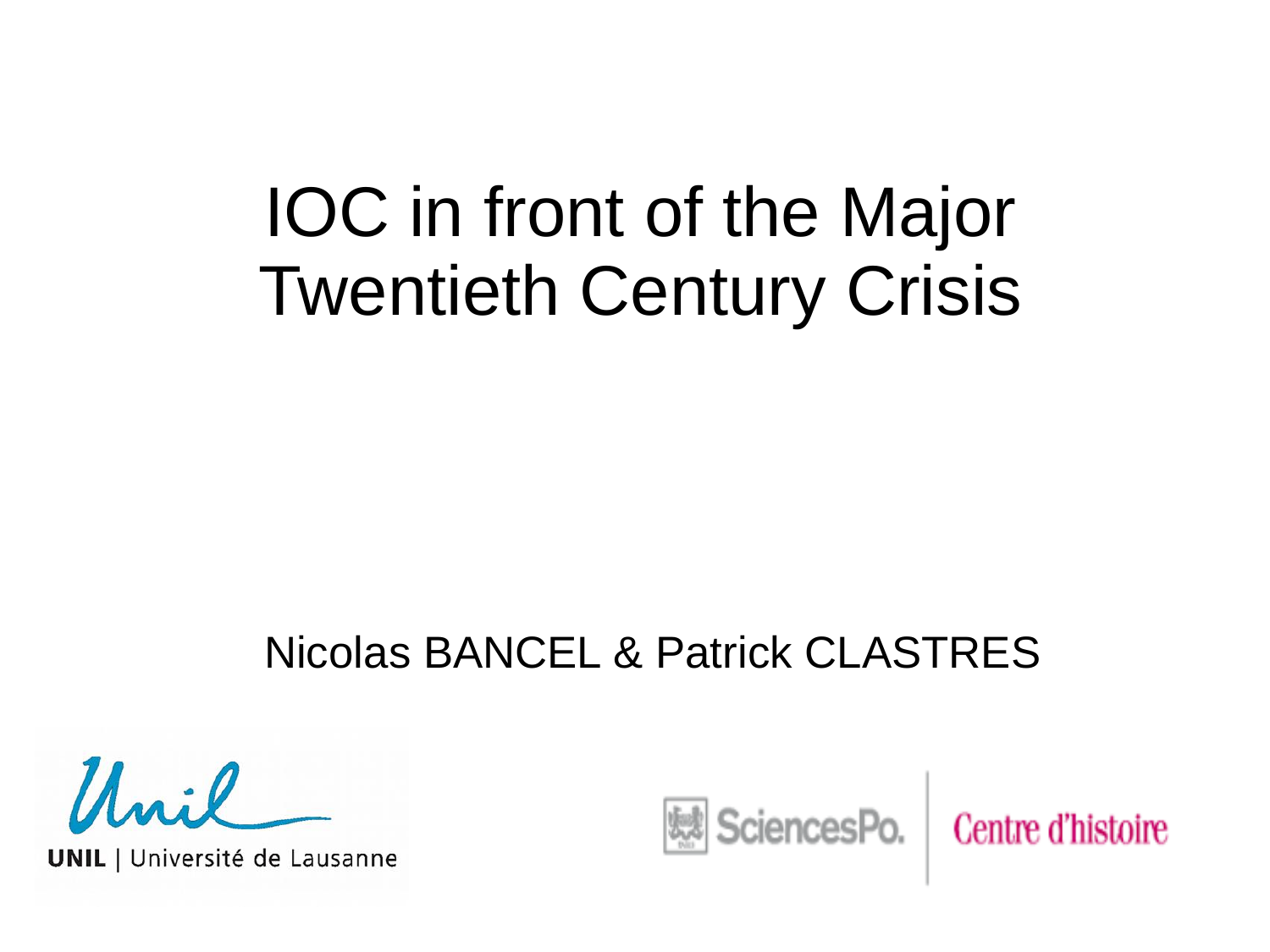# IOC in front of the Major Twentieth Century Crisis

Nicolas BANCEL & Patrick CLASTRES

UNIL | Université de Lausanne

SciencesPo. | Centre d'histoire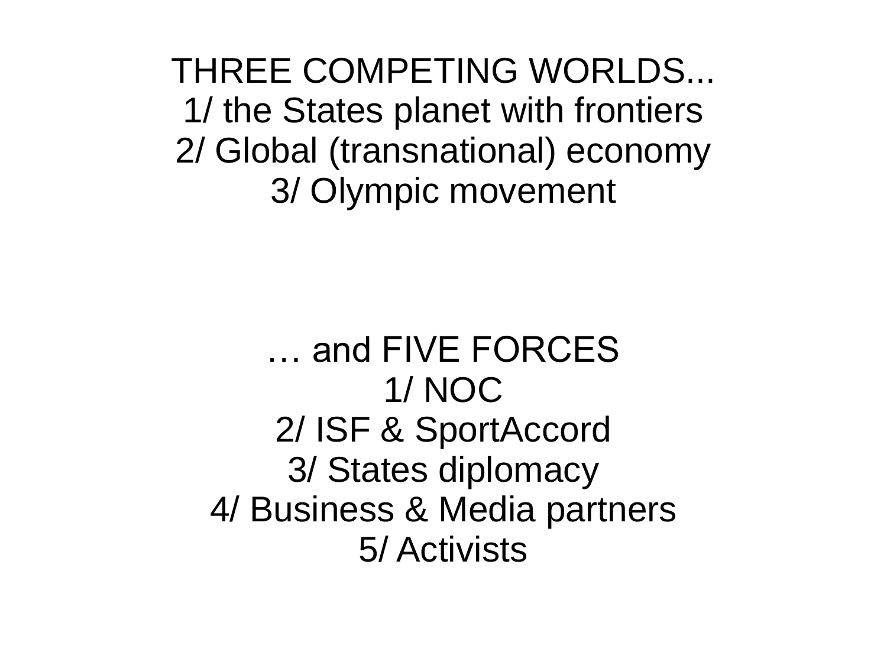THREE COMPETING WORLDS...

1/ the States planet with frontiers

2/ Global (transnational) economy

3/ Olympic movement

… and FIVE FORCES

1/ NOC

2/ ISF & SportAccord

3/ States diplomacy

4/ Business & Media partners

5/ Activists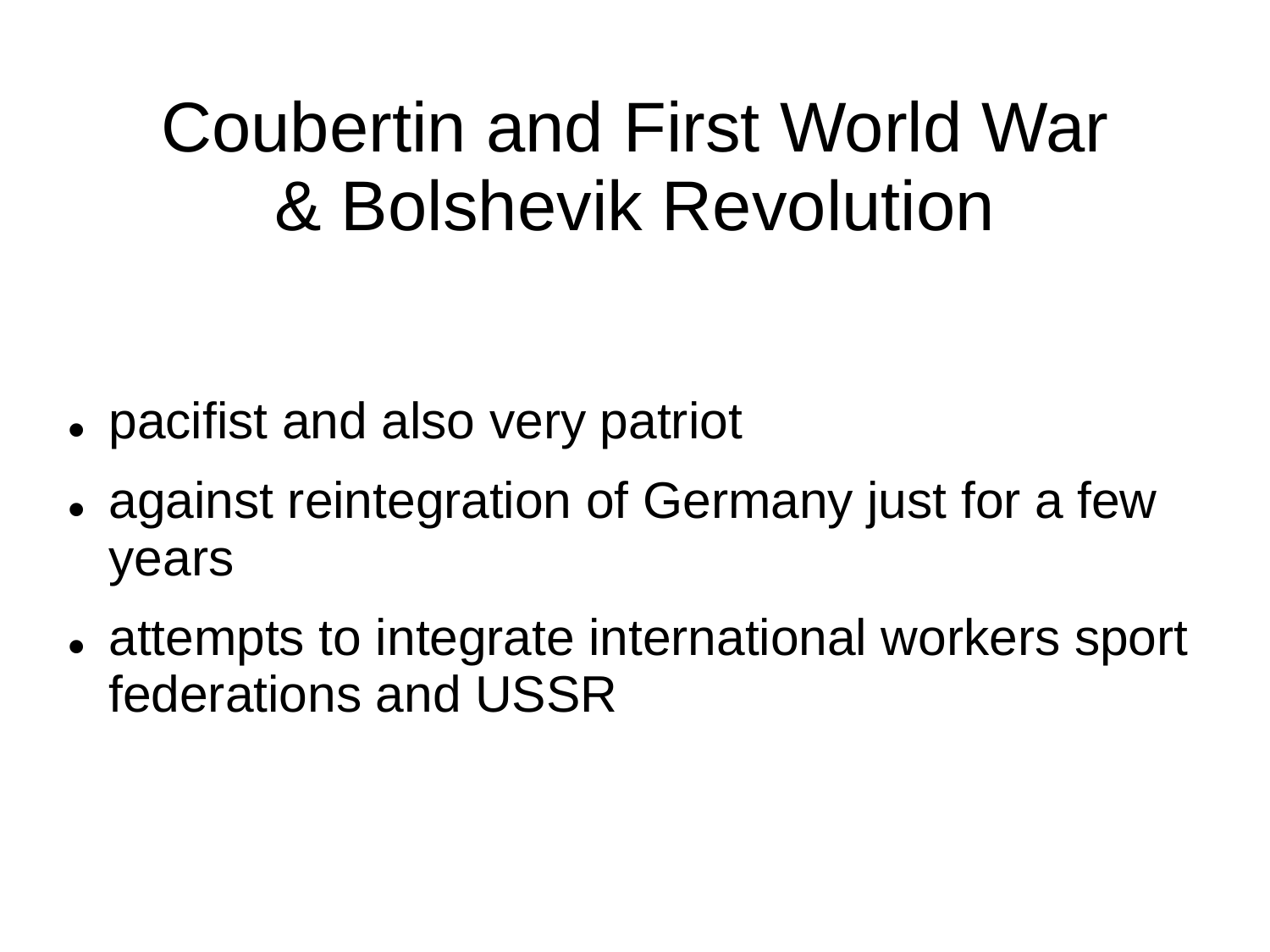# Coubertin and First World War & Bolshevik Revolution

- pacifist and also very patriot
- against reintegration of Germany just for a few years
- attempts to integrate international workers sport federations and USSR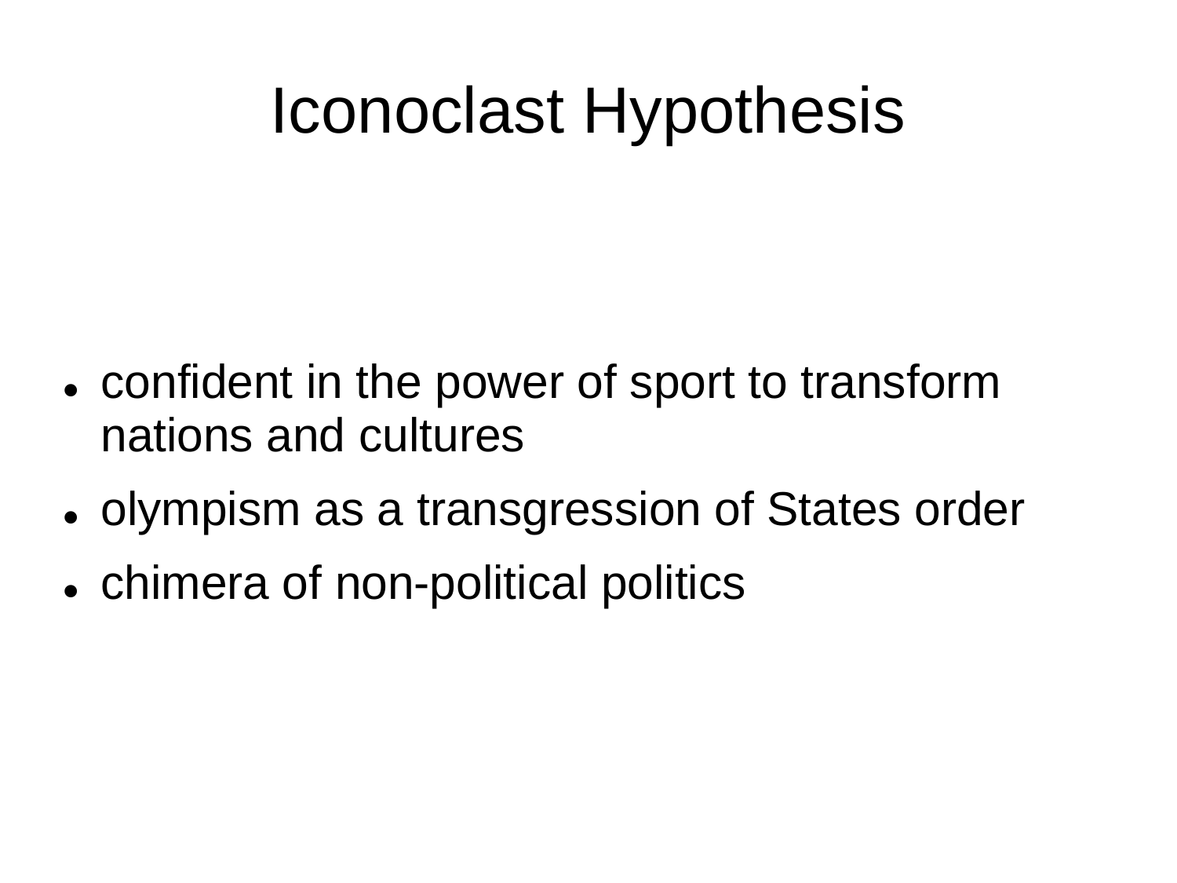# Iconoclast Hypothesis

- confident in the power of sport to transform nations and cultures
- olympism as a transgression of States order
- chimera of non-political politics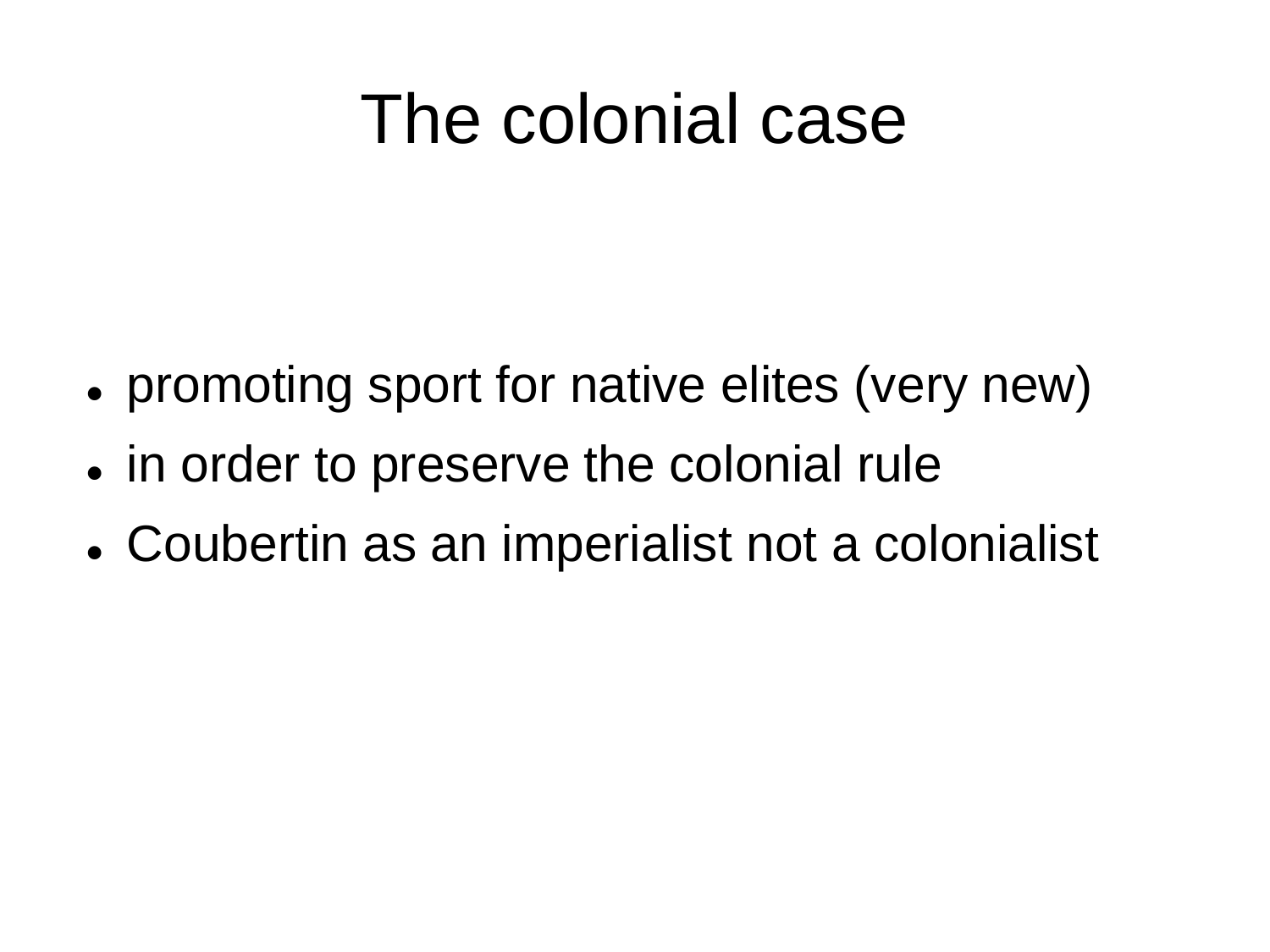# The colonial case

- promoting sport for native elites (very new)
- in order to preserve the colonial rule
- Coubertin as an imperialist not a colonialist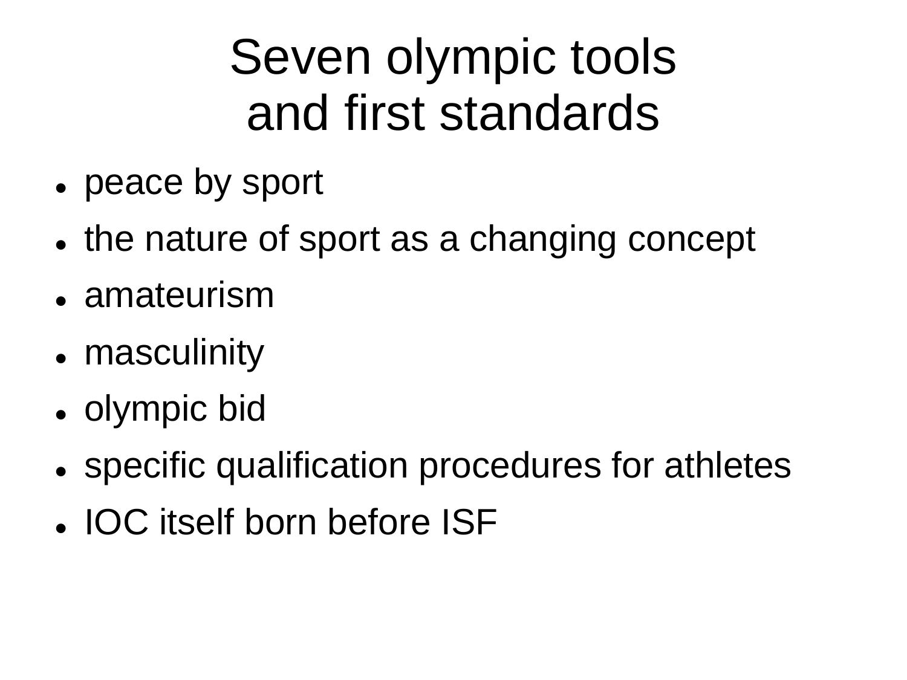# Seven olympic tools and first standards

- peace by sport
- the nature of sport as a changing concept
- amateurism
- masculinity
- olympic bid
- specific qualification procedures for athletes
- IOC itself born before ISF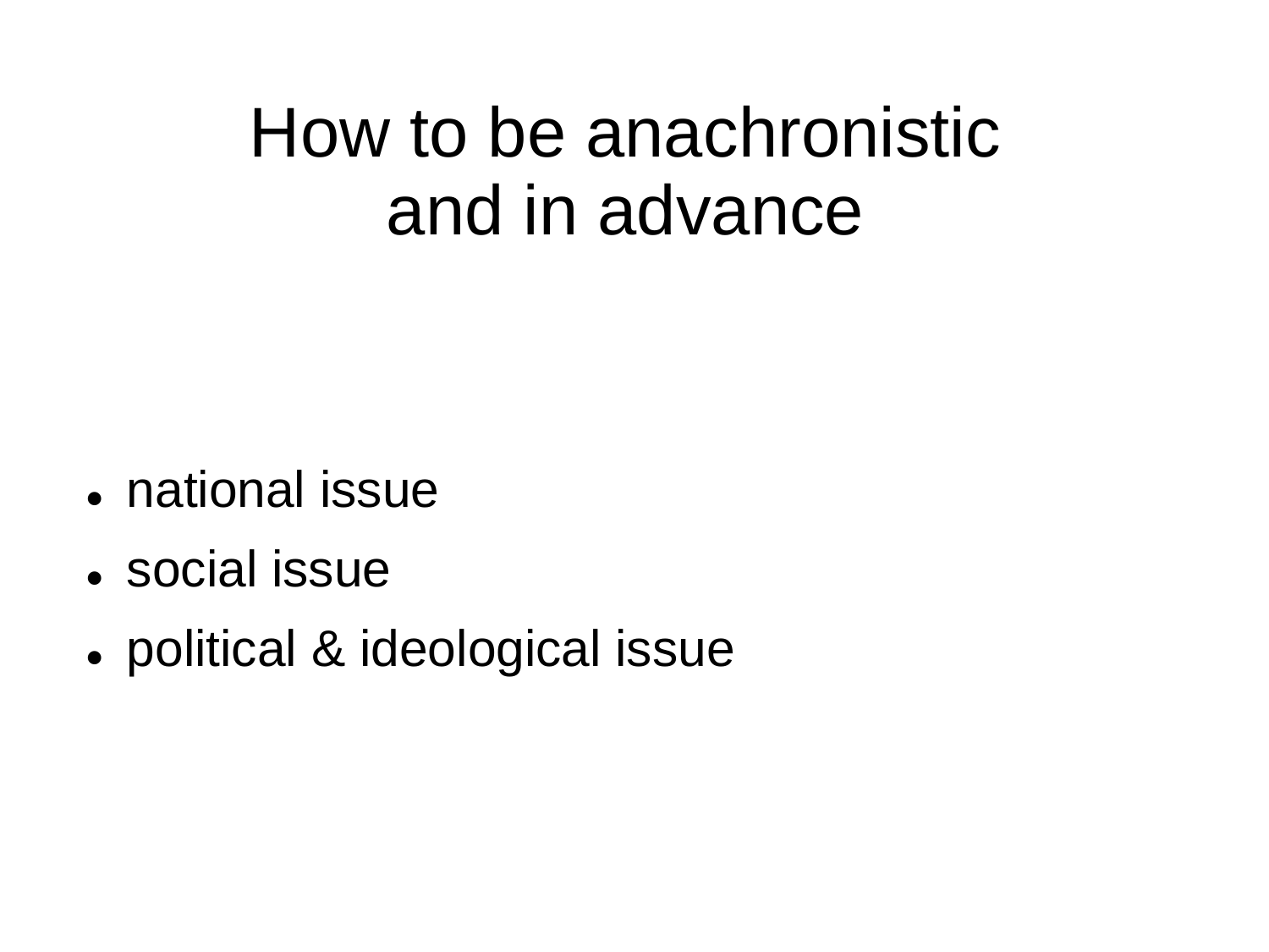# How to be anachronistic and in advance

- national issue
- social issue
- political & ideological issue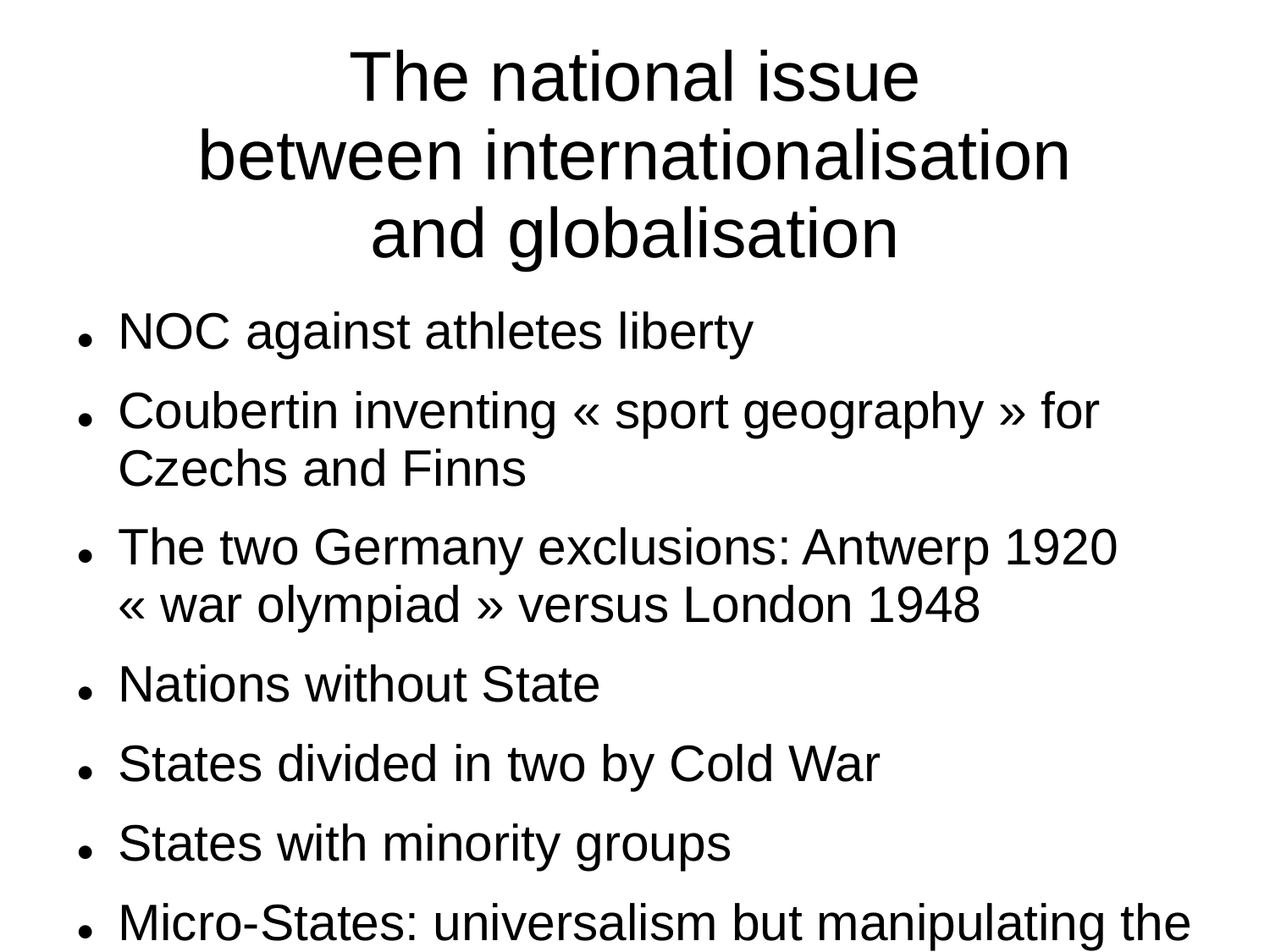# The national issue between internationalisation and globalisation

- NOC against athletes liberty
- Coubertin inventing « sport geography » for Czechs and Finns
- The two Germany exclusions: Antwerp 1920 « war olympiad » versus London 1948
- Nations without State
- States divided in two by Cold War
- States with minority groups
- Micro-States: universalism but manipulating the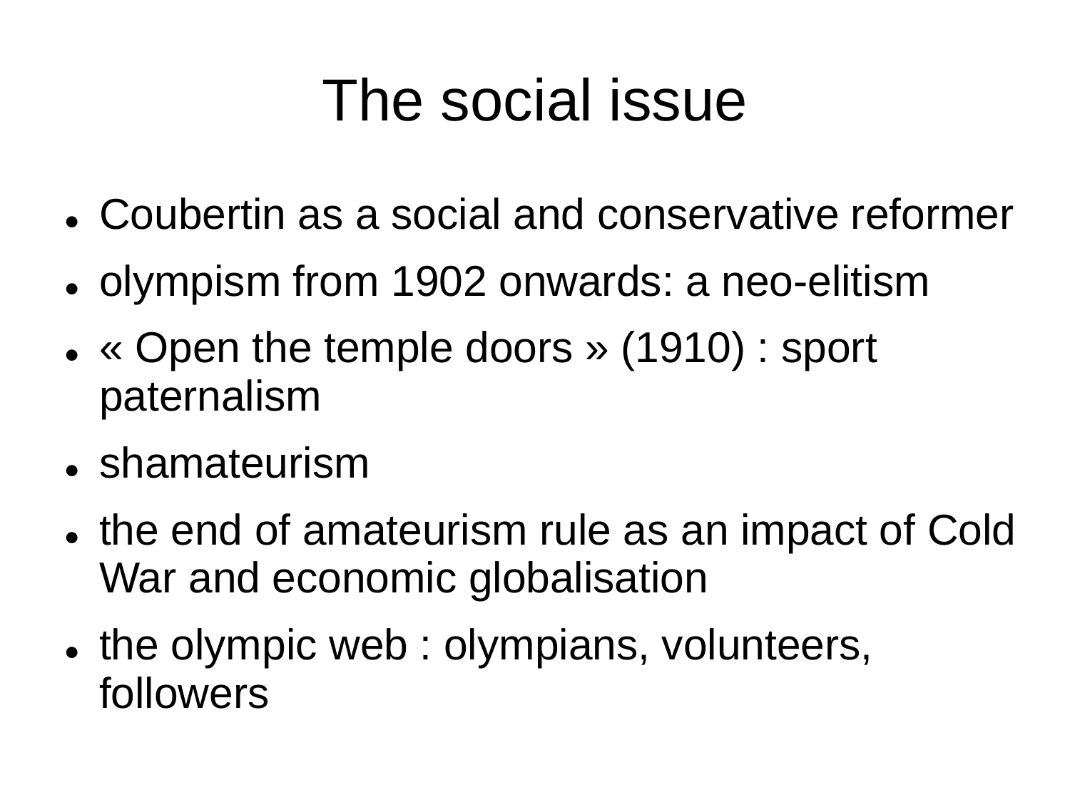# The social issue

- Coubertin as a social and conservative reformer
- olympism from 1902 onwards: a neo-elitism
- « Open the temple doors » (1910) : sport paternalism
- shamateurism
- the end of amateurism rule as an impact of Cold War and economic globalisation
- the olympic web : olympians, volunteers, followers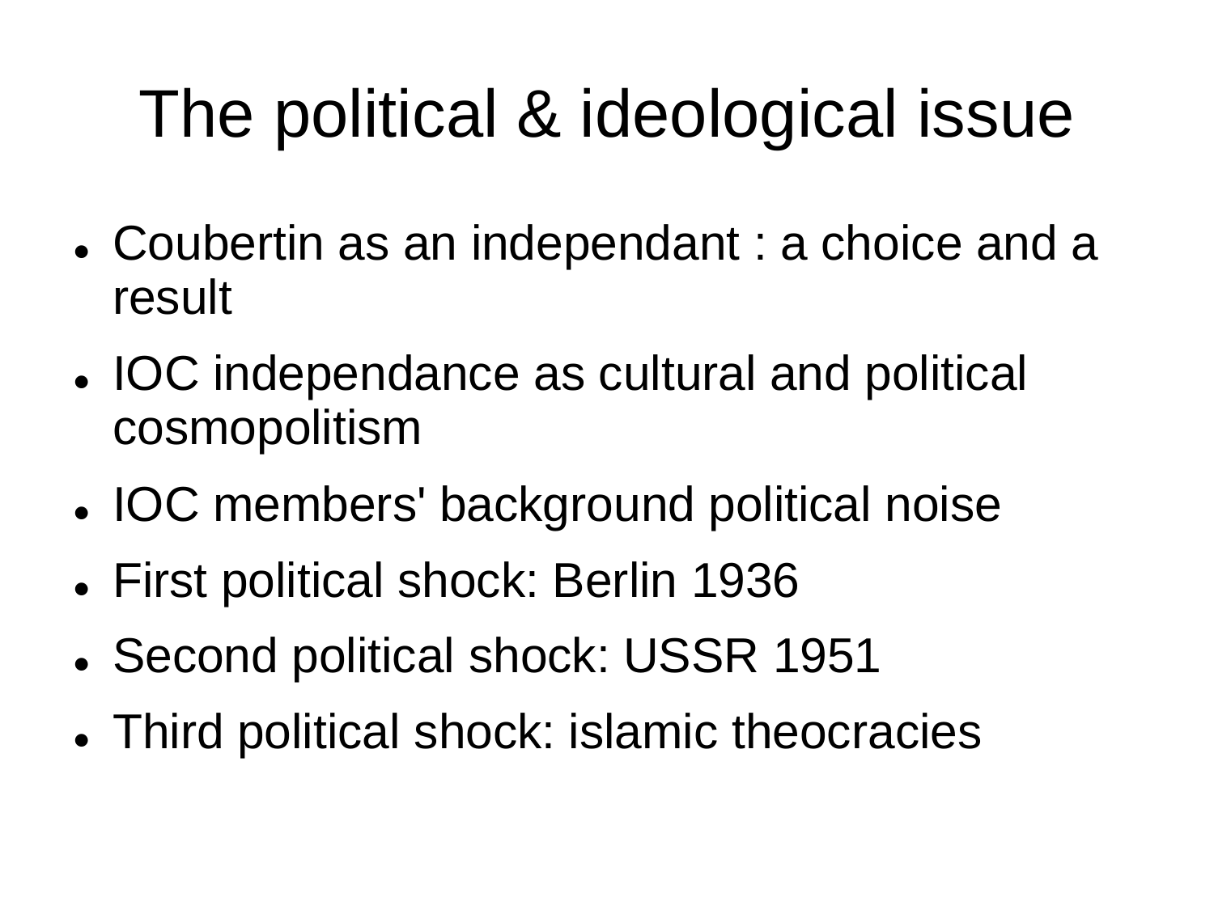# The political & ideological issue

- Coubertin as an independant : a choice and a result
- IOC independance as cultural and political cosmopolitism
- IOC members' background political noise
- First political shock: Berlin 1936
- Second political shock: USSR 1951
- Third political shock: islamic theocracies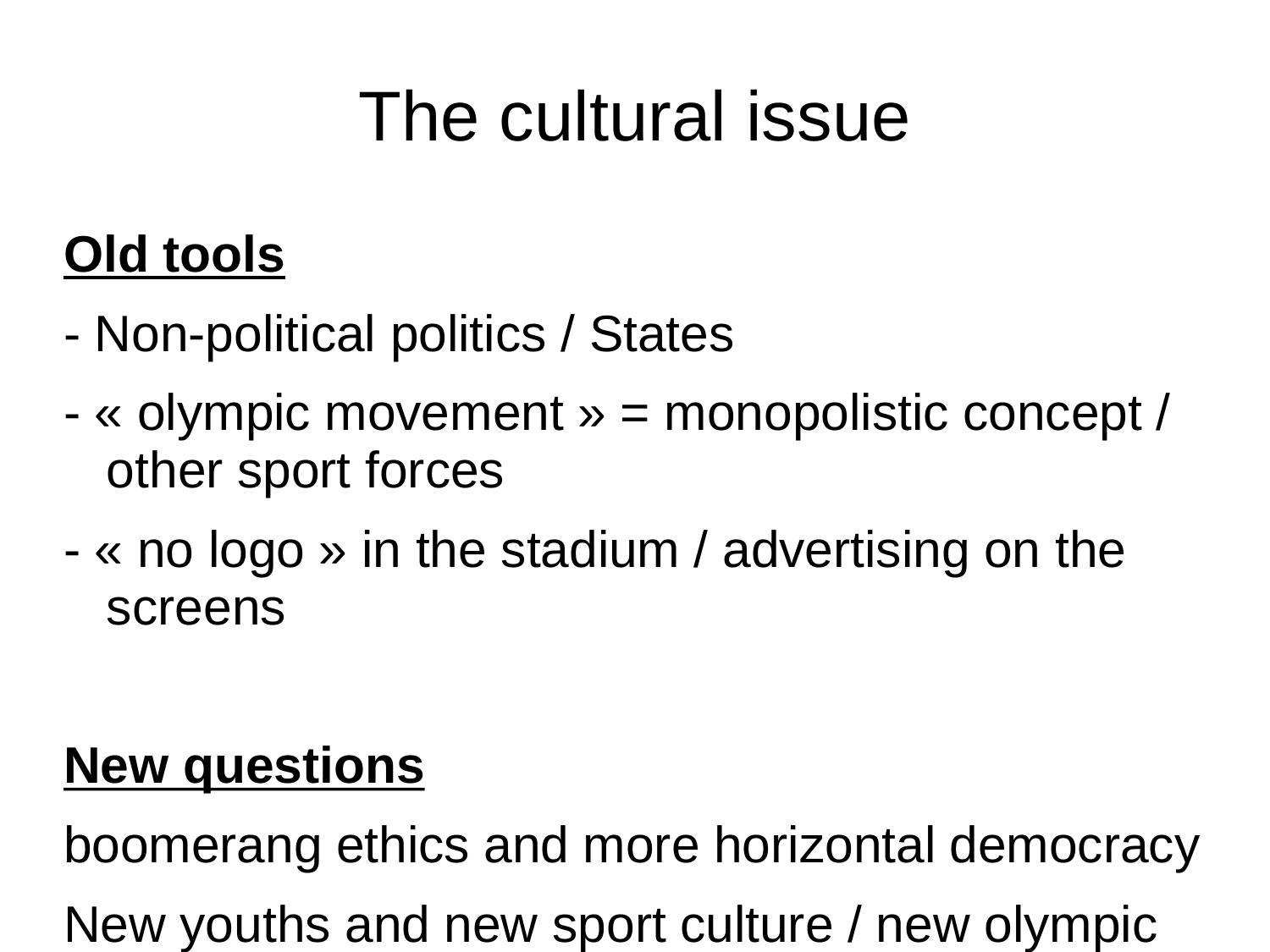# The cultural issue

**Old tools**

- Non-political politics / States
- « olympic movement » = monopolistic concept / other sport forces
- « no logo » in the stadium / advertising on the screens

**New questions**

boomerang ethics and more horizontal democracy

New youths and new sport culture / new olympic